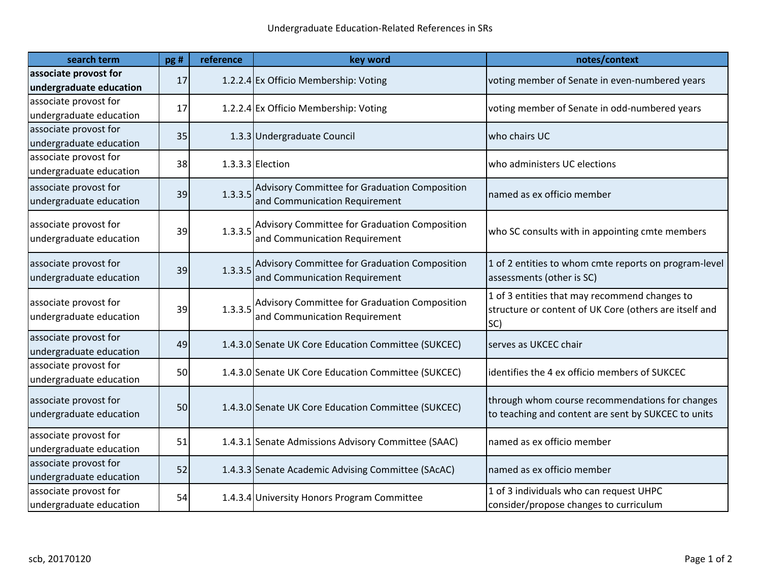# Undergraduate Education-Related References in SRs

| search term | pg # | reference | key word | notes/context |
|---|---|---|---|---|
| **associate provost for undergraduate education** | 17 | 1.2.2.4 | Ex Officio Membership: Voting | voting member of Senate in even-numbered years |
| associate provost for undergraduate education | 17 | 1.2.2.4 | Ex Officio Membership: Voting | voting member of Senate in odd-numbered years |
| associate provost for undergraduate education | 35 | 1.3.3 | Undergraduate Council | who chairs UC |
| associate provost for undergraduate education | 38 | 1.3.3.3 | Election | who administers UC elections |
| associate provost for undergraduate education | 39 | 1.3.3.5 | Advisory Committee for Graduation Composition and Communication Requirement | named as ex officio member |
| associate provost for undergraduate education | 39 | 1.3.3.5 | Advisory Committee for Graduation Composition and Communication Requirement | who SC consults with in appointing cmte members |
| associate provost for undergraduate education | 39 | 1.3.3.5 | Advisory Committee for Graduation Composition and Communication Requirement | 1 of 2 entities to whom cmte reports on program-level assessments (other is SC) |
| associate provost for undergraduate education | 39 | 1.3.3.5 | Advisory Committee for Graduation Composition and Communication Requirement | 1 of 3 entities that may recommend changes to structure or content of UK Core (others are itself and SC) |
| associate provost for undergraduate education | 49 | 1.4.3.0 | Senate UK Core Education Committee (SUKCEC) | serves as UKCEC chair |
| associate provost for undergraduate education | 50 | 1.4.3.0 | Senate UK Core Education Committee (SUKCEC) | identifies the 4 ex officio members of SUKCEC |
| associate provost for undergraduate education | 50 | 1.4.3.0 | Senate UK Core Education Committee (SUKCEC) | through whom course recommendations for changes to teaching and content are sent by SUKCEC to units |
| associate provost for undergraduate education | 51 | 1.4.3.1 | Senate Admissions Advisory Committee (SAAC) | named as ex officio member |
| associate provost for undergraduate education | 52 | 1.4.3.3 | Senate Academic Advising Committee (SAcAC) | named as ex officio member |
| associate provost for undergraduate education | 54 | 1.4.3.4 | University Honors Program Committee | 1 of 3 individuals who can request UHPC consider/propose changes to curriculum |

scb, 20170120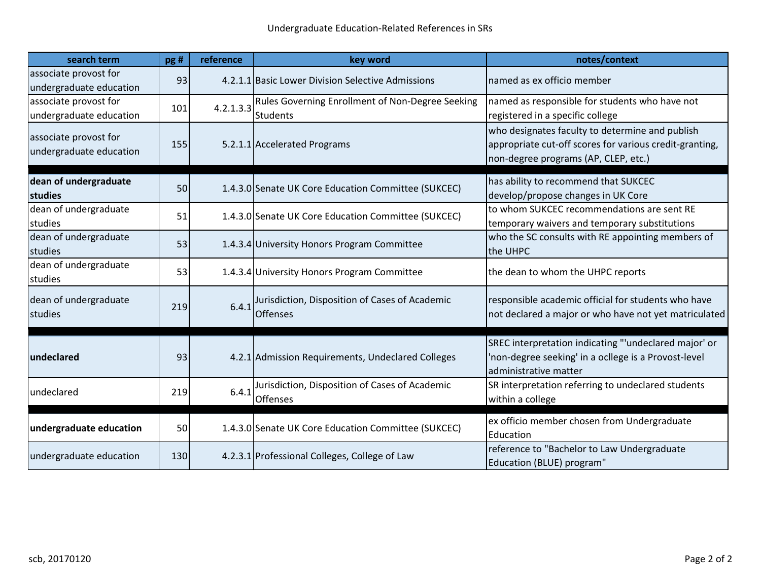Undergraduate Education-Related References in SRs

| search term | pg # | reference | key word | notes/context |
|---|---|---|---|---|
| associate provost for undergraduate education | 93 | 4.2.1.1 | Basic Lower Division Selective Admissions | named as ex officio member |
| associate provost for undergraduate education | 101 | 4.2.1.3.3 | Rules Governing Enrollment of Non-Degree Seeking Students | named as responsible for students who have not registered in a specific college |
| associate provost for undergraduate education | 155 | 5.2.1.1 | Accelerated Programs | who designates faculty to determine and publish appropriate cut-off scores for various credit-granting, non-degree programs (AP, CLEP, etc.) |
| | | | | |
| **dean of undergraduate studies** | 50 | 1.4.3.0 | Senate UK Core Education Committee (SUKCEC) | has ability to recommend that SUKCEC develop/propose changes in UK Core |
| dean of undergraduate studies | 51 | 1.4.3.0 | Senate UK Core Education Committee (SUKCEC) | to whom SUKCEC recommendations are sent RE temporary waivers and temporary substitutions |
| dean of undergraduate studies | 53 | 1.4.3.4 | University Honors Program Committee | who the SC consults with RE appointing members of the UHPC |
| dean of undergraduate studies | 53 | 1.4.3.4 | University Honors Program Committee | the dean to whom the UHPC reports |
| dean of undergraduate studies | 219 | 6.4.1 | Jurisdiction, Disposition of Cases of Academic Offenses | responsible academic official for students who have not declared a major or who have not yet matriculated |
| | | | | |
| **undeclared** | 93 | 4.2.1 | Admission Requirements, Undeclared Colleges | SREC interpretation indicating "'undeclared major' or 'non-degree seeking' in a ocllege is a Provost-level administrative matter |
| undeclared | 219 | 6.4.1 | Jurisdiction, Disposition of Cases of Academic Offenses | SR interpretation referring to undeclared students within a college |
| | | | | |
| **undergraduate education** | 50 | 1.4.3.0 | Senate UK Core Education Committee (SUKCEC) | ex officio member chosen from Undergraduate Education |
| undergraduate education | 130 | 4.2.3.1 | Professional Colleges, College of Law | reference to "Bachelor to Law Undergraduate Education (BLUE) program" |

scb, 20170120